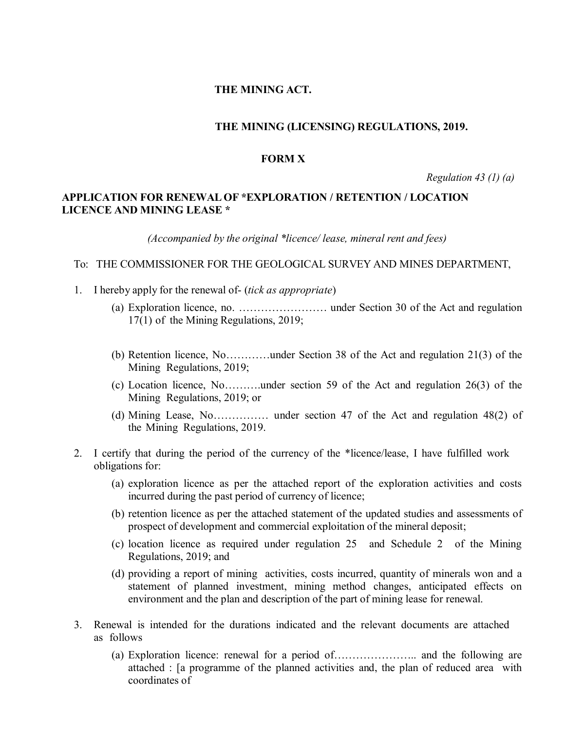**THE MINING ACT.**

**THE MINING (LICENSING) REGULATIONS, 2019.**

**FORM X**

*Regulation 43 (1) (a)*

**APPLICATION FOR RENEWAL OF *EXPLORATION / RETENTION / LOCATION LICENCE AND MINING LEASE ***

*(Accompanied by the original *licence/ lease, mineral rent and fees)*

To: THE COMMISSIONER FOR THE GEOLOGICAL SURVEY AND MINES DEPARTMENT,

1. I hereby apply for the renewal of- (*tick as appropriate*)
   (a) Exploration licence, no. …………………… under Section 30 of the Act and regulation 17(1) of the Mining Regulations, 2019;

   (b) Retention licence, No…………under Section 38 of the Act and regulation 21(3) of the Mining Regulations, 2019;

   (c) Location licence, No……….under section 59 of the Act and regulation 26(3) of the Mining Regulations, 2019; or

   (d) Mining Lease, No…………… under section 47 of the Act and regulation 48(2) of the Mining Regulations, 2019.

2. I certify that during the period of the currency of the *licence/lease, I have fulfilled work obligations for:
   (a) exploration licence as per the attached report of the exploration activities and costs incurred during the past period of currency of licence;

   (b) retention licence as per the attached statement of the updated studies and assessments of prospect of development and commercial exploitation of the mineral deposit;

   (c) location licence as required under regulation 25 and Schedule 2 of the Mining Regulations, 2019; and

   (d) providing a report of mining activities, costs incurred, quantity of minerals won and a statement of planned investment, mining method changes, anticipated effects on environment and the plan and description of the part of mining lease for renewal.

3. Renewal is intended for the durations indicated and the relevant documents are attached as follows
   (a) Exploration licence: renewal for a period of………………….. and the following are attached : [a programme of the planned activities and, the plan of reduced area with coordinates of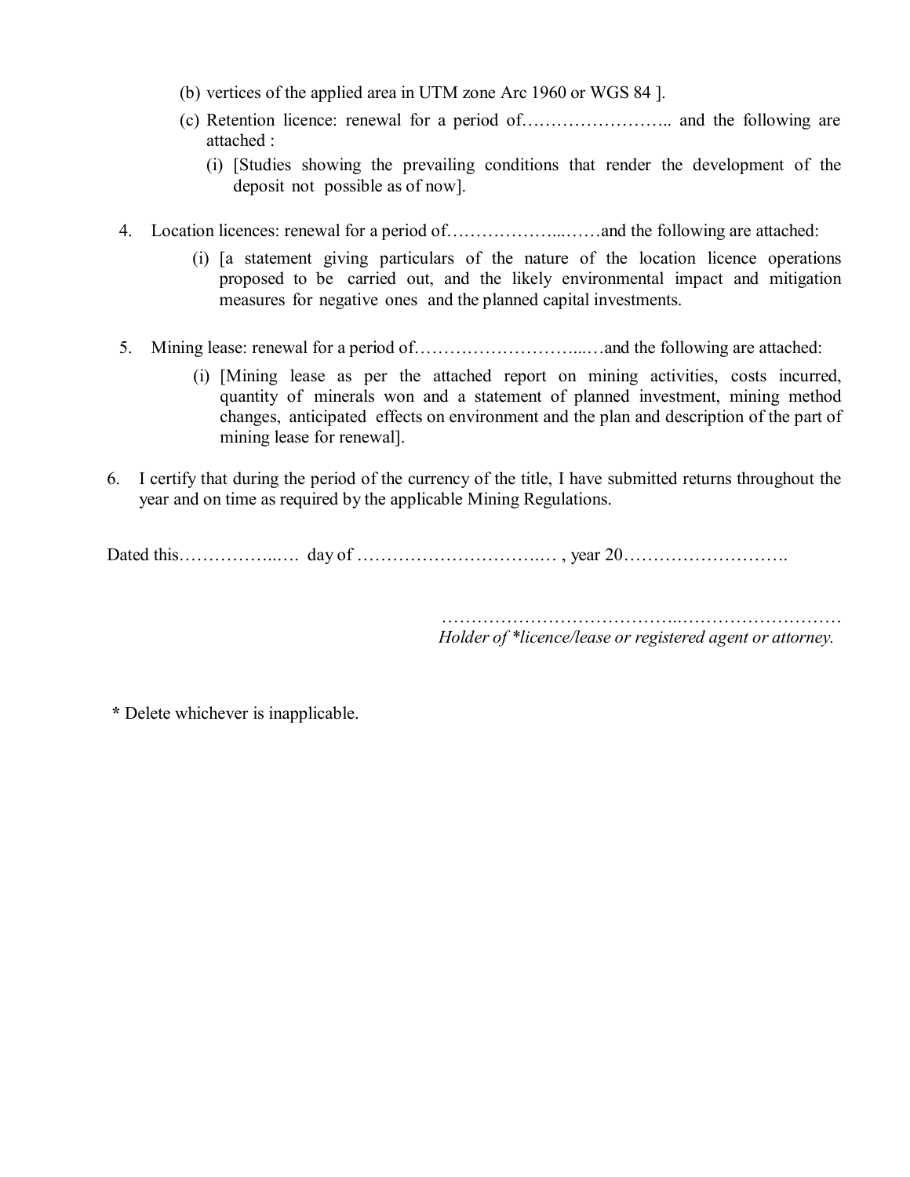(b) vertices of the applied area in UTM zone Arc 1960 or WGS 84 ].

(c) Retention licence: renewal for a period of…………………….. and the following are attached :

   (i) [Studies showing the prevailing conditions that render the development of the deposit not possible as of now].

4. Location licences: renewal for a period of………………..……and the following are attached:

   (i) [a statement giving particulars of the nature of the location licence operations proposed to be carried out, and the likely environmental impact and mitigation measures for negative ones and the planned capital investments.

5. Mining lease: renewal for a period of………………………...…and the following are attached:

   (i) [Mining lease as per the attached report on mining activities, costs incurred, quantity of minerals won and a statement of planned investment, mining method changes, anticipated effects on environment and the plan and description of the part of mining lease for renewal].

6. I certify that during the period of the currency of the title, I have submitted returns throughout the year and on time as required by the applicable Mining Regulations.

Dated this……………..…. day of …………………………..… , year 20……………………….

…………………………………..………………………

*Holder of *licence/lease or registered agent or attorney.*

**\*** Delete whichever is inapplicable.